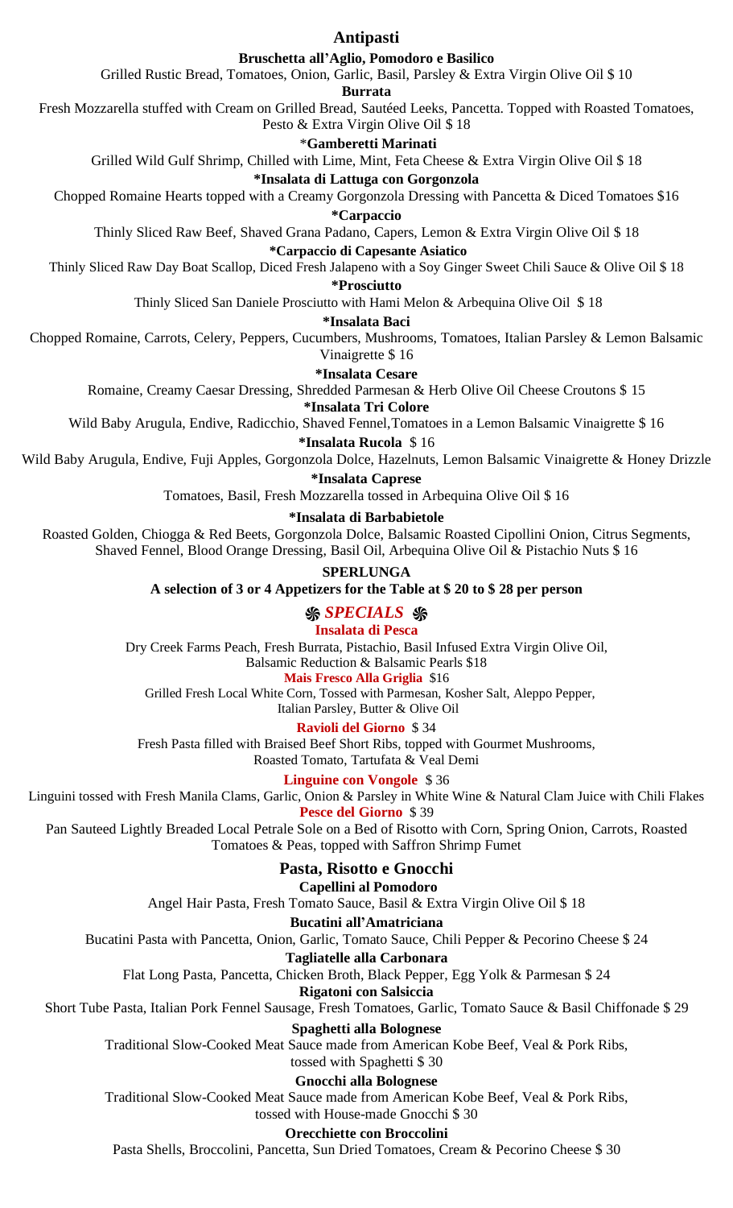# Antipasti

**Bruschetta all'Aglio, Pomodoro e Basilico**

Grilled Rustic Bread, Tomatoes, Onion, Garlic, Basil, Parsley & Extra Virgin Olive Oil $ 10

**Burrata**

Fresh Mozzarella stuffed with Cream on Grilled Bread, Sautéed Leeks, Pancetta. Topped with Roasted Tomatoes, Pesto & Extra Virgin Olive Oil $ 18

***Gamberetti Marinati**

Grilled Wild Gulf Shrimp, Chilled with Lime, Mint, Feta Cheese & Extra Virgin Olive Oil $ 18

***Insalata di Lattuga con Gorgonzola**

Chopped Romaine Hearts topped with a Creamy Gorgonzola Dressing with Pancetta & Diced Tomatoes $16

***Carpaccio**

Thinly Sliced Raw Beef, Shaved Grana Padano, Capers, Lemon & Extra Virgin Olive Oil $ 18

***Carpaccio di Capesante Asiatico**

Thinly Sliced Raw Day Boat Scallop, Diced Fresh Jalapeno with a Soy Ginger Sweet Chili Sauce & Olive Oil $ 18

***Prosciutto**

Thinly Sliced San Daniele Prosciutto with Hami Melon & Arbequina Olive Oil $ 18

***Insalata Baci**

Chopped Romaine, Carrots, Celery, Peppers, Cucumbers, Mushrooms, Tomatoes, Italian Parsley & Lemon Balsamic Vinaigrette $ 16

***Insalata Cesare**

Romaine, Creamy Caesar Dressing, Shredded Parmesan & Herb Olive Oil Cheese Croutons $ 15

***Insalata Tri Colore**

Wild Baby Arugula, Endive, Radicchio, Shaved Fennel,Tomatoes in a Lemon Balsamic Vinaigrette $ 16

***Insalata Rucola** $ 16

Wild Baby Arugula, Endive, Fuji Apples, Gorgonzola Dolce, Hazelnuts, Lemon Balsamic Vinaigrette & Honey Drizzle

***Insalata Caprese**

Tomatoes, Basil, Fresh Mozzarella tossed in Arbequina Olive Oil $ 16

***Insalata di Barbabietole**

Roasted Golden, Chiogga & Red Beets, Gorgonzola Dolce, Balsamic Roasted Cipollini Onion, Citrus Segments, Shaved Fennel, Blood Orange Dressing, Basil Oil, Arbequina Olive Oil & Pistachio Nuts $ 16

**SPERLUNGA**

**A selection of 3 or 4 Appetizers for the Table at $ 20 to $ 28 per person**

## *SPECIALS*

**Insalata di Pesca**

Dry Creek Farms Peach, Fresh Burrata, Pistachio, Basil Infused Extra Virgin Olive Oil, Balsamic Reduction & Balsamic Pearls $18

**Mais Fresco Alla Griglia** $16

Grilled Fresh Local White Corn, Tossed with Parmesan, Kosher Salt, Aleppo Pepper, Italian Parsley, Butter & Olive Oil

**Ravioli del Giorno** $ 34

Fresh Pasta filled with Braised Beef Short Ribs, topped with Gourmet Mushrooms, Roasted Tomato, Tartufata & Veal Demi

**Linguine con Vongole** $ 36

Linguini tossed with Fresh Manila Clams, Garlic, Onion & Parsley in White Wine & Natural Clam Juice with Chili Flakes

**Pesce del Giorno** $ 39

Pan Sauteed Lightly Breaded Local Petrale Sole on a Bed of Risotto with Corn, Spring Onion, Carrots, Roasted Tomatoes & Peas, topped with Saffron Shrimp Fumet

# Pasta, Risotto e Gnocchi

**Capellini al Pomodoro**

Angel Hair Pasta, Fresh Tomato Sauce, Basil & Extra Virgin Olive Oil $ 18

**Bucatini all'Amatriciana**

Bucatini Pasta with Pancetta, Onion, Garlic, Tomato Sauce, Chili Pepper & Pecorino Cheese $ 24

**Tagliatelle alla Carbonara**

Flat Long Pasta, Pancetta, Chicken Broth, Black Pepper, Egg Yolk & Parmesan $ 24

**Rigatoni con Salsiccia**

Short Tube Pasta, Italian Pork Fennel Sausage, Fresh Tomatoes, Garlic, Tomato Sauce & Basil Chiffonade $ 29

**Spaghetti alla Bolognese**

Traditional Slow-Cooked Meat Sauce made from American Kobe Beef, Veal & Pork Ribs, tossed with Spaghetti $ 30

**Gnocchi alla Bolognese**

Traditional Slow-Cooked Meat Sauce made from American Kobe Beef, Veal & Pork Ribs, tossed with House-made Gnocchi $ 30

**Orecchiette con Broccolini**

Pasta Shells, Broccolini, Pancetta, Sun Dried Tomatoes, Cream & Pecorino Cheese $ 30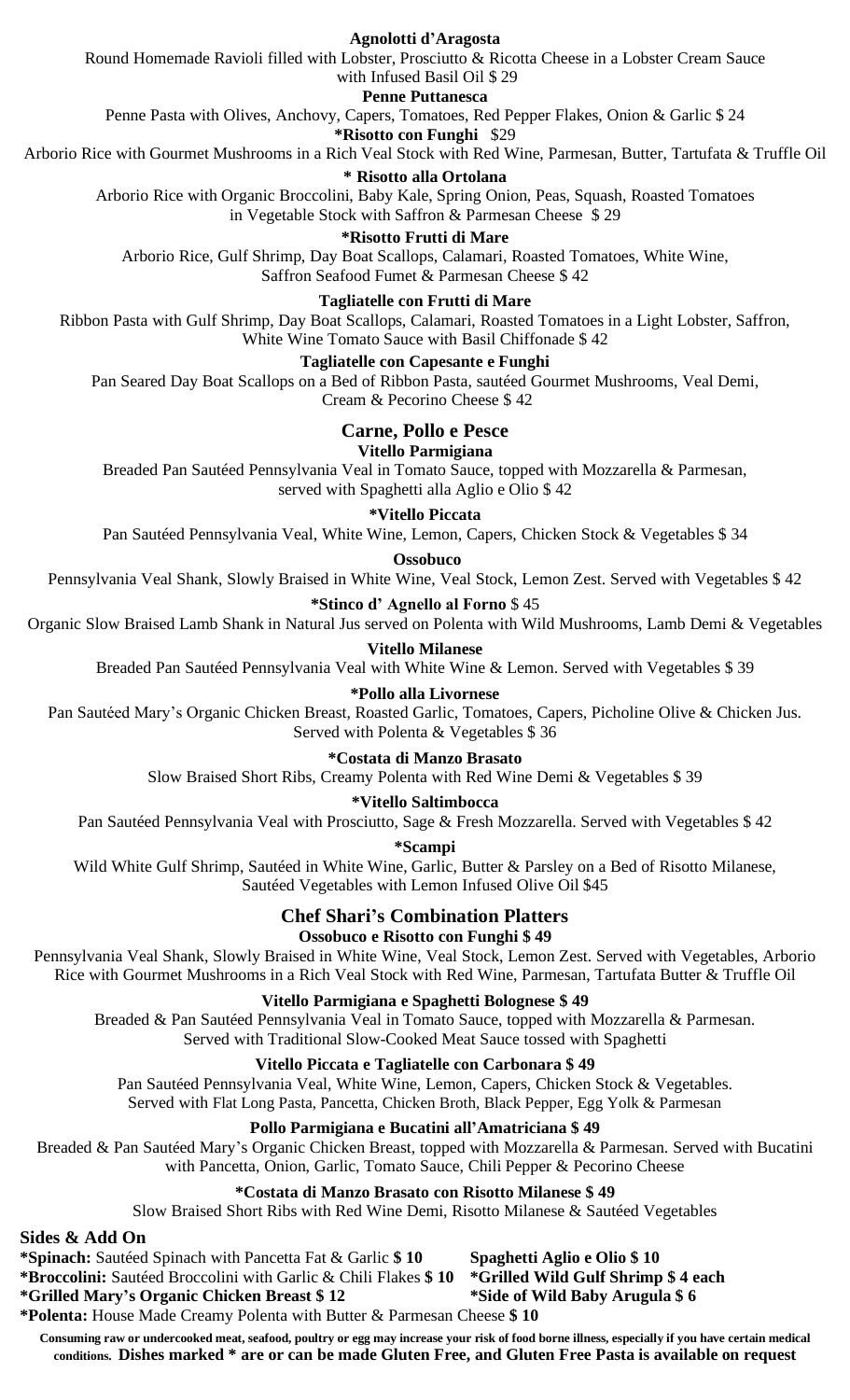**Agnolotti d'Aragosta**

Round Homemade Ravioli filled with Lobster, Prosciutto & Ricotta Cheese in a Lobster Cream Sauce with Infused Basil Oil $ 29

**Penne Puttanesca**

Penne Pasta with Olives, Anchovy, Capers, Tomatoes, Red Pepper Flakes, Onion & Garlic $ 24

**\*Risotto con Funghi** $29

Arborio Rice with Gourmet Mushrooms in a Rich Veal Stock with Red Wine, Parmesan, Butter, Tartufata & Truffle Oil

**\* Risotto alla Ortolana**

Arborio Rice with Organic Broccolini, Baby Kale, Spring Onion, Peas, Squash, Roasted Tomatoes in Vegetable Stock with Saffron & Parmesan Cheese $ 29

**\*Risotto Frutti di Mare**

Arborio Rice, Gulf Shrimp, Day Boat Scallops, Calamari, Roasted Tomatoes, White Wine, Saffron Seafood Fumet & Parmesan Cheese $ 42

**Tagliatelle con Frutti di Mare**

Ribbon Pasta with Gulf Shrimp, Day Boat Scallops, Calamari, Roasted Tomatoes in a Light Lobster, Saffron, White Wine Tomato Sauce with Basil Chiffonade $ 42

**Tagliatelle con Capesante e Funghi**

Pan Seared Day Boat Scallops on a Bed of Ribbon Pasta, sautéed Gourmet Mushrooms, Veal Demi, Cream & Pecorino Cheese $ 42

## Carne, Pollo e Pesce

**Vitello Parmigiana**

Breaded Pan Sautéed Pennsylvania Veal in Tomato Sauce, topped with Mozzarella & Parmesan, served with Spaghetti alla Aglio e Olio $ 42

**\*Vitello Piccata**

Pan Sautéed Pennsylvania Veal, White Wine, Lemon, Capers, Chicken Stock & Vegetables $ 34

**Ossobuco**

Pennsylvania Veal Shank, Slowly Braised in White Wine, Veal Stock, Lemon Zest. Served with Vegetables $ 42

**\*Stinco d' Agnello al Forno** $ 45

Organic Slow Braised Lamb Shank in Natural Jus served on Polenta with Wild Mushrooms, Lamb Demi & Vegetables

**Vitello Milanese**

Breaded Pan Sautéed Pennsylvania Veal with White Wine & Lemon. Served with Vegetables $ 39

**\*Pollo alla Livornese**

Pan Sautéed Mary's Organic Chicken Breast, Roasted Garlic, Tomatoes, Capers, Picholine Olive & Chicken Jus. Served with Polenta & Vegetables $ 36

**\*Costata di Manzo Brasato**

Slow Braised Short Ribs, Creamy Polenta with Red Wine Demi & Vegetables $ 39

**\*Vitello Saltimbocca**

Pan Sautéed Pennsylvania Veal with Prosciutto, Sage & Fresh Mozzarella. Served with Vegetables $ 42

**\*Scampi**

Wild White Gulf Shrimp, Sautéed in White Wine, Garlic, Butter & Parsley on a Bed of Risotto Milanese, Sautéed Vegetables with Lemon Infused Olive Oil $45

## Chef Shari's Combination Platters

**Ossobuco e Risotto con Funghi $ 49**

Pennsylvania Veal Shank, Slowly Braised in White Wine, Veal Stock, Lemon Zest. Served with Vegetables, Arborio Rice with Gourmet Mushrooms in a Rich Veal Stock with Red Wine, Parmesan, Tartufata Butter & Truffle Oil

**Vitello Parmigiana e Spaghetti Bolognese $ 49**

Breaded & Pan Sautéed Pennsylvania Veal in Tomato Sauce, topped with Mozzarella & Parmesan. Served with Traditional Slow-Cooked Meat Sauce tossed with Spaghetti

**Vitello Piccata e Tagliatelle con Carbonara $ 49**

Pan Sautéed Pennsylvania Veal, White Wine, Lemon, Capers, Chicken Stock & Vegetables. Served with Flat Long Pasta, Pancetta, Chicken Broth, Black Pepper, Egg Yolk & Parmesan

**Pollo Parmigiana e Bucatini all'Amatriciana $ 49**

Breaded & Pan Sautéed Mary's Organic Chicken Breast, topped with Mozzarella & Parmesan. Served with Bucatini with Pancetta, Onion, Garlic, Tomato Sauce, Chili Pepper & Pecorino Cheese

**\*Costata di Manzo Brasato con Risotto Milanese $ 49**

Slow Braised Short Ribs with Red Wine Demi, Risotto Milanese & Sautéed Vegetables

## Sides & Add On

**\*Spinach:** Sautéed Spinach with Pancetta Fat & Garlic **$ 10**

**\*Broccolini:** Sautéed Broccolini with Garlic & Chili Flakes **$ 10**

**\*Grilled Mary's Organic Chicken Breast $ 12**

**\*Polenta:** House Made Creamy Polenta with Butter & Parmesan Cheese **$ 10**

**Spaghetti Aglio e Olio $ 10**

**\*Grilled Wild Gulf Shrimp $ 4 each**

**\*Side of Wild Baby Arugula $ 6**

**Consuming raw or undercooked meat, seafood, poultry or egg may increase your risk of food borne illness, especially if you have certain medical conditions. Dishes marked * are or can be made Gluten Free, and Gluten Free Pasta is available on request**